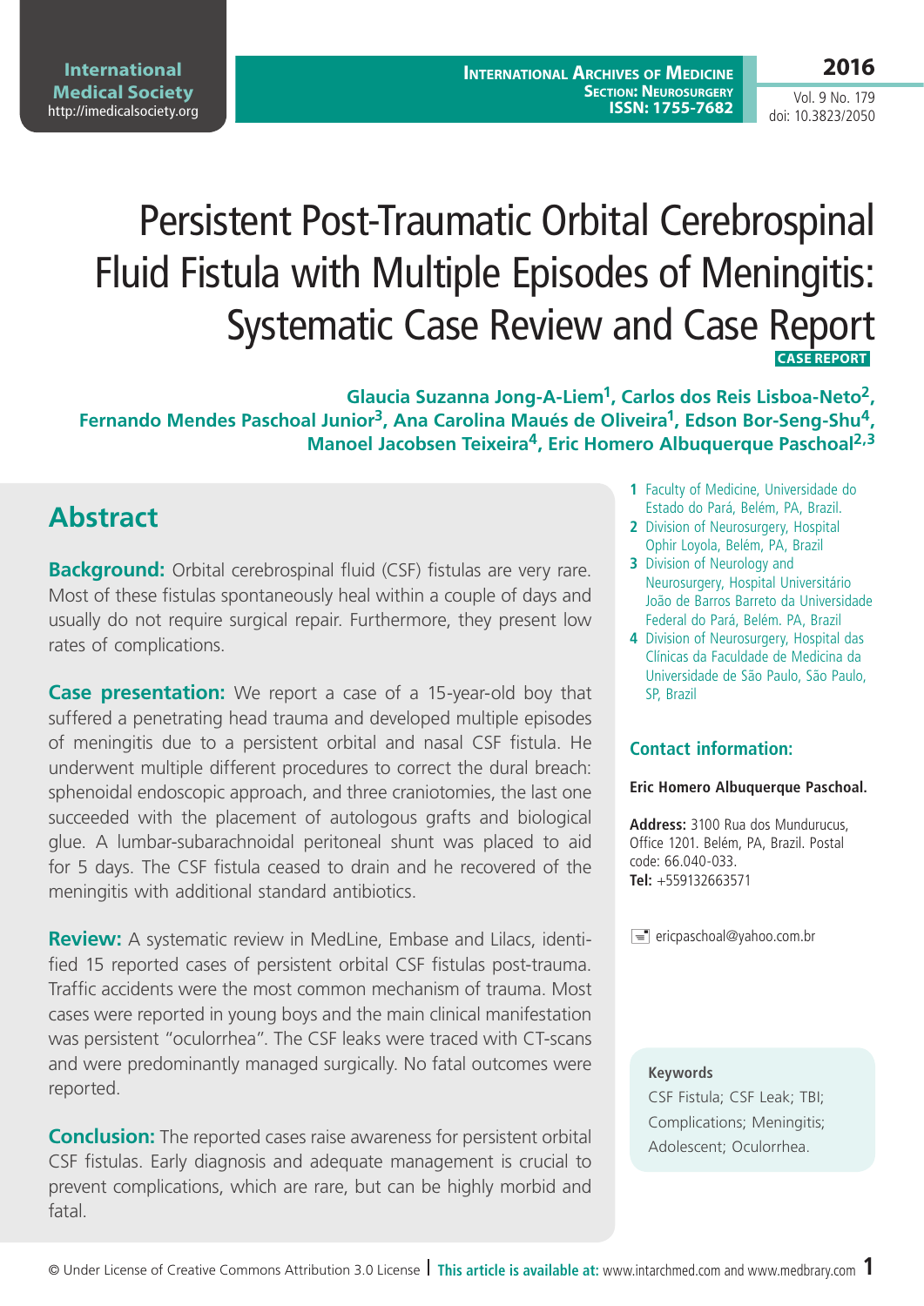# Persistent Post-Traumatic Orbital Cerebrospinal Fluid Fistula with Multiple Episodes of Meningitis: Systematic Case Review and Case Report

**CASE REPORT**

**Glaucia Suzanna Jong-A-Liem[1], Carlos dos Reis Lisboa-Neto[2], Fernando Mendes Paschoal Junior[3], Ana Carolina Maués de Oliveira[1], Edson Bor-Seng-Shu[4], Manoel Jacobsen Teixeira[4], Eric Homero Albuquerque Paschoal[2,3]**

1 Faculty of Medicine, Universidade do Estado do Pará, Belém, PA, Brazil.
2 Division of Neurosurgery, Hospital Ophir Loyola, Belém, PA, Brazil
3 Division of Neurology and Neurosurgery, Hospital Universitário João de Barros Barreto da Universidade Federal do Pará, Belém. PA, Brazil
4 Division of Neurosurgery, Hospital das Clínicas da Faculdade de Medicina da Universidade de São Paulo, São Paulo, SP, Brazil

## Abstract

**Background:** Orbital cerebrospinal fluid (CSF) fistulas are very rare. Most of these fistulas spontaneously heal within a couple of days and usually do not require surgical repair. Furthermore, they present low rates of complications.

**Case presentation:** We report a case of a 15-year-old boy that suffered a penetrating head trauma and developed multiple episodes of meningitis due to a persistent orbital and nasal CSF fistula. He underwent multiple different procedures to correct the dural breach: sphenoidal endoscopic approach, and three craniotomies, the last one succeeded with the placement of autologous grafts and biological glue. A lumbar-subarachnoidal peritoneal shunt was placed to aid for 5 days. The CSF fistula ceased to drain and he recovered of the meningitis with additional standard antibiotics.

**Review:** A systematic review in MedLine, Embase and Lilacs, identified 15 reported cases of persistent orbital CSF fistulas post-trauma. Traffic accidents were the most common mechanism of trauma. Most cases were reported in young boys and the main clinical manifestation was persistent "oculorrhea". The CSF leaks were traced with CT-scans and were predominantly managed surgically. No fatal outcomes were reported.

**Conclusion:** The reported cases raise awareness for persistent orbital CSF fistulas. Early diagnosis and adequate management is crucial to prevent complications, which are rare, but can be highly morbid and fatal.

### Contact information:

**Eric Homero Albuquerque Paschoal.**

**Address:** 3100 Rua dos Mundurucus, Office 1201. Belém, PA, Brazil. Postal code: 66.040-033.
**Tel:** +559132663571

ericpaschoal@yahoo.com.br

**Keywords**
CSF Fistula; CSF Leak; TBI; Complications; Meningitis; Adolescent; Oculorrhea.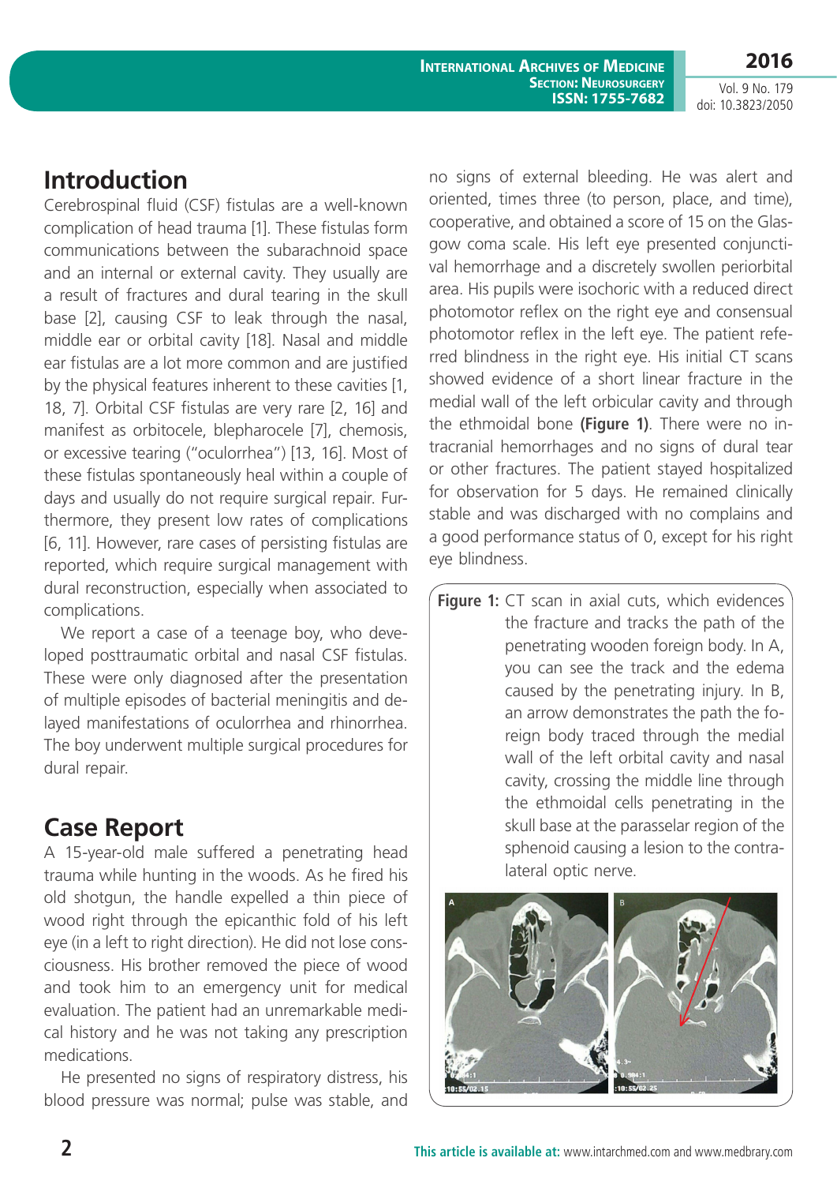## Introduction

Cerebrospinal fluid (CSF) fistulas are a well-known complication of head trauma [1]. These fistulas form communications between the subarachnoid space and an internal or external cavity. They usually are a result of fractures and dural tearing in the skull base [2], causing CSF to leak through the nasal, middle ear or orbital cavity [18]. Nasal and middle ear fistulas are a lot more common and are justified by the physical features inherent to these cavities [1, 18, 7]. Orbital CSF fistulas are very rare [2, 16] and manifest as orbitocele, blepharocele [7], chemosis, or excessive tearing ("oculorrhea") [13, 16]. Most of these fistulas spontaneously heal within a couple of days and usually do not require surgical repair. Furthermore, they present low rates of complications [6, 11]. However, rare cases of persisting fistulas are reported, which require surgical management with dural reconstruction, especially when associated to complications.

We report a case of a teenage boy, who developed posttraumatic orbital and nasal CSF fistulas. These were only diagnosed after the presentation of multiple episodes of bacterial meningitis and delayed manifestations of oculorrhea and rhinorrhea. The boy underwent multiple surgical procedures for dural repair.

## Case Report

A 15-year-old male suffered a penetrating head trauma while hunting in the woods. As he fired his old shotgun, the handle expelled a thin piece of wood right through the epicanthic fold of his left eye (in a left to right direction). He did not lose consciousness. His brother removed the piece of wood and took him to an emergency unit for medical evaluation. The patient had an unremarkable medical history and he was not taking any prescription medications.

He presented no signs of respiratory distress, his blood pressure was normal; pulse was stable, and no signs of external bleeding. He was alert and oriented, times three (to person, place, and time), cooperative, and obtained a score of 15 on the Glasgow coma scale. His left eye presented conjunctival hemorrhage and a discretely swollen periorbital area. His pupils were isochoric with a reduced direct photomotor reflex on the right eye and consensual photomotor reflex in the left eye. The patient referred blindness in the right eye. His initial CT scans showed evidence of a short linear fracture in the medial wall of the left orbicular cavity and through the ethmoidal bone **(Figure 1)**. There were no intracranial hemorrhages and no signs of dural tear or other fractures. The patient stayed hospitalized for observation for 5 days. He remained clinically stable and was discharged with no complains and a good performance status of 0, except for his right eye blindness.

**Figure 1:** CT scan in axial cuts, which evidences the fracture and tracks the path of the penetrating wooden foreign body. In A, you can see the track and the edema caused by the penetrating injury. In B, an arrow demonstrates the path the foreign body traced through the medial wall of the left orbital cavity and nasal cavity, crossing the middle line through the ethmoidal cells penetrating in the skull base at the parasselar region of the sphenoid causing a lesion to the contralateral optic nerve.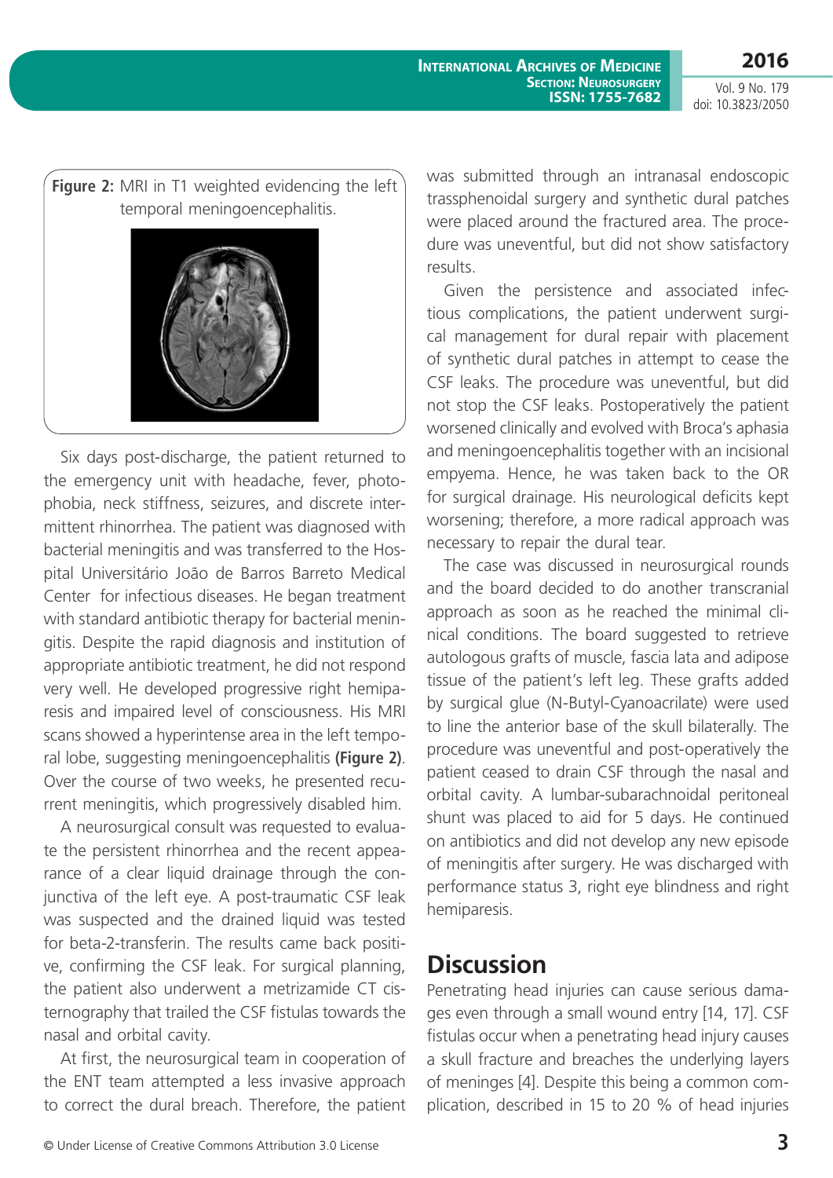**Figure 2:** MRI in T1 weighted evidencing the left temporal meningoencephalitis.

Six days post-discharge, the patient returned to the emergency unit with headache, fever, photophobia, neck stiffness, seizures, and discrete intermittent rhinorrhea. The patient was diagnosed with bacterial meningitis and was transferred to the Hospital Universitário João de Barros Barreto Medical Center for infectious diseases. He began treatment with standard antibiotic therapy for bacterial meningitis. Despite the rapid diagnosis and institution of appropriate antibiotic treatment, he did not respond very well. He developed progressive right hemiparesis and impaired level of consciousness. His MRI scans showed a hyperintense area in the left temporal lobe, suggesting meningoencephalitis **(Figure 2)**. Over the course of two weeks, he presented recurrent meningitis, which progressively disabled him.

A neurosurgical consult was requested to evaluate the persistent rhinorrhea and the recent appearance of a clear liquid drainage through the conjunctiva of the left eye. A post-traumatic CSF leak was suspected and the drained liquid was tested for beta-2-transferin. The results came back positive, confirming the CSF leak. For surgical planning, the patient also underwent a metrizamide CT cisternography that trailed the CSF fistulas towards the nasal and orbital cavity.

At first, the neurosurgical team in cooperation of the ENT team attempted a less invasive approach to correct the dural breach. Therefore, the patient was submitted through an intranasal endoscopic trassphenoidal surgery and synthetic dural patches were placed around the fractured area. The procedure was uneventful, but did not show satisfactory results.

Given the persistence and associated infectious complications, the patient underwent surgical management for dural repair with placement of synthetic dural patches in attempt to cease the CSF leaks. The procedure was uneventful, but did not stop the CSF leaks. Postoperatively the patient worsened clinically and evolved with Broca's aphasia and meningoencephalitis together with an incisional empyema. Hence, he was taken back to the OR for surgical drainage. His neurological deficits kept worsening; therefore, a more radical approach was necessary to repair the dural tear.

The case was discussed in neurosurgical rounds and the board decided to do another transcranial approach as soon as he reached the minimal clinical conditions. The board suggested to retrieve autologous grafts of muscle, fascia lata and adipose tissue of the patient's left leg. These grafts added by surgical glue (N-Butyl-Cyanoacrilate) were used to line the anterior base of the skull bilaterally. The procedure was uneventful and post-operatively the patient ceased to drain CSF through the nasal and orbital cavity. A lumbar-subarachnoidal peritoneal shunt was placed to aid for 5 days. He continued on antibiotics and did not develop any new episode of meningitis after surgery. He was discharged with performance status 3, right eye blindness and right hemiparesis.

## Discussion

Penetrating head injuries can cause serious damages even through a small wound entry [14, 17]. CSF fistulas occur when a penetrating head injury causes a skull fracture and breaches the underlying layers of meninges [4]. Despite this being a common complication, described in 15 to 20 % of head injuries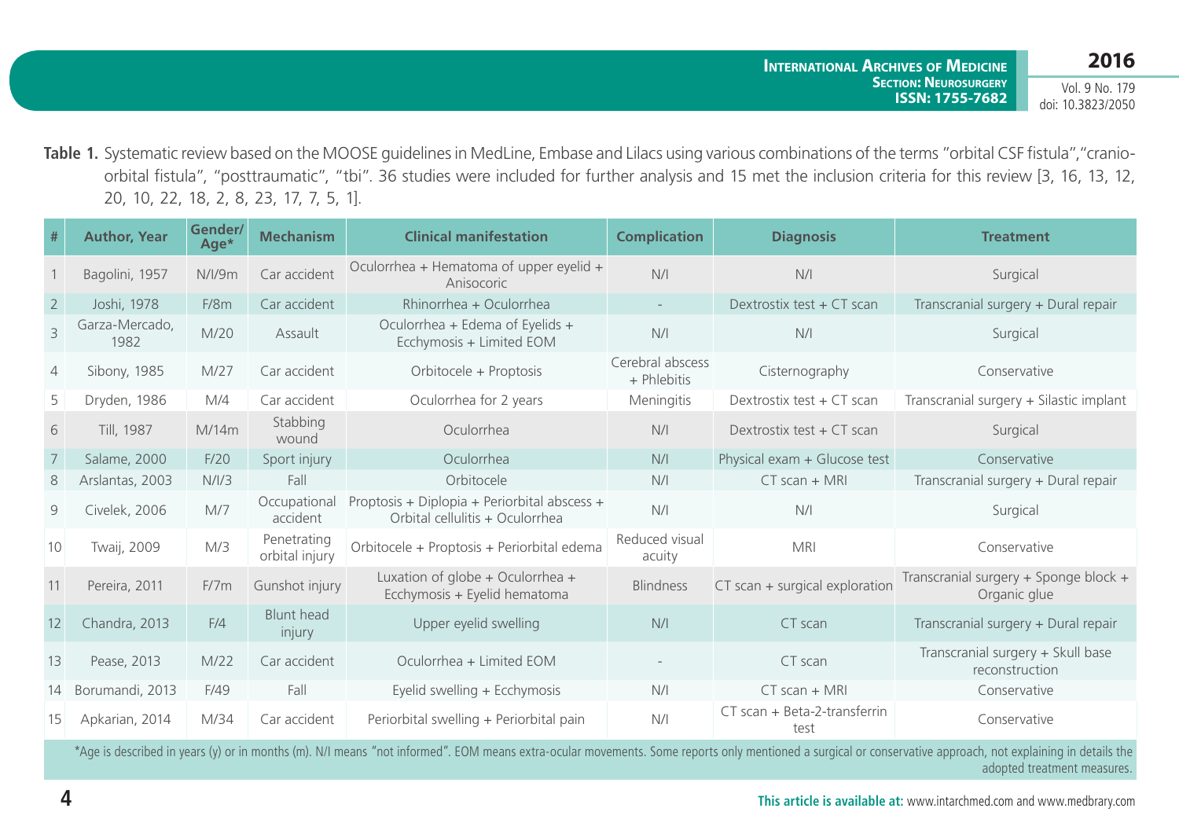**Table 1.** Systematic review based on the MOOSE guidelines in MedLine, Embase and Lilacs using various combinations of the terms "orbital CSF fistula", "cranio-orbital fistula", "posttraumatic", "tbi". 36 studies were included for further analysis and 15 met the inclusion criteria for this review [3, 16, 13, 12, 20, 10, 22, 18, 2, 8, 23, 17, 7, 5, 1].

| # | Author, Year | Gender/ Age* | Mechanism | Clinical manifestation | Complication | Diagnosis | Treatment |
|---|---|---|---|---|---|---|---|
| 1 | Bagolini, 1957 | N/I/9m | Car accident | Oculorrhea + Hematoma of upper eyelid + Anisocoric | N/I | N/I | Surgical |
| 2 | Joshi, 1978 | F/8m | Car accident | Rhinorrhea + Oculorrhea | - | Dextrostix test + CT scan | Transcranial surgery + Dural repair |
| 3 | Garza-Mercado, 1982 | M/20 | Assault | Oculorrhea + Edema of Eyelids + Ecchymosis + Limited EOM | N/I | N/I | Surgical |
| 4 | Sibony, 1985 | M/27 | Car accident | Orbitocele + Proptosis | Cerebral abscess + Phlebitis | Cisternography | Conservative |
| 5 | Dryden, 1986 | M/4 | Car accident | Oculorrhea for 2 years | Meningitis | Dextrostix test + CT scan | Transcranial surgery + Silastic implant |
| 6 | Till, 1987 | M/14m | Stabbing wound | Oculorrhea | N/I | Dextrostix test + CT scan | Surgical |
| 7 | Salame, 2000 | F/20 | Sport injury | Oculorrhea | N/I | Physical exam + Glucose test | Conservative |
| 8 | Arslantas, 2003 | N/I/3 | Fall | Orbitocele | N/I | CT scan + MRI | Transcranial surgery + Dural repair |
| 9 | Civelek, 2006 | M/7 | Occupational accident | Proptosis + Diplopia + Periorbital abscess + Orbital cellulitis + Oculorrhea | N/I | N/I | Surgical |
| 10 | Twaij, 2009 | M/3 | Penetrating orbital injury | Orbitocele + Proptosis + Periorbital edema | Reduced visual acuity | MRI | Conservative |
| 11 | Pereira, 2011 | F/7m | Gunshot injury | Luxation of globe + Oculorrhea + Ecchymosis + Eyelid hematoma | Blindness | CT scan + surgical exploration | Transcranial surgery + Sponge block + Organic glue |
| 12 | Chandra, 2013 | F/4 | Blunt head injury | Upper eyelid swelling | N/I | CT scan | Transcranial surgery + Dural repair |
| 13 | Pease, 2013 | M/22 | Car accident | Oculorrhea + Limited EOM | - | CT scan | Transcranial surgery + Skull base reconstruction |
| 14 | Borumandi, 2013 | F/49 | Fall | Eyelid swelling + Ecchymosis | N/I | CT scan + MRI | Conservative |
| 15 | Apkarian, 2014 | M/34 | Car accident | Periorbital swelling + Periorbital pain | N/I | CT scan + Beta-2-transferrin test | Conservative |

*Age is described in years (y) or in months (m). N/I means "not informed". EOM means extra-ocular movements. Some reports only mentioned a surgical or conservative approach, not explaining in details the adopted treatment measures.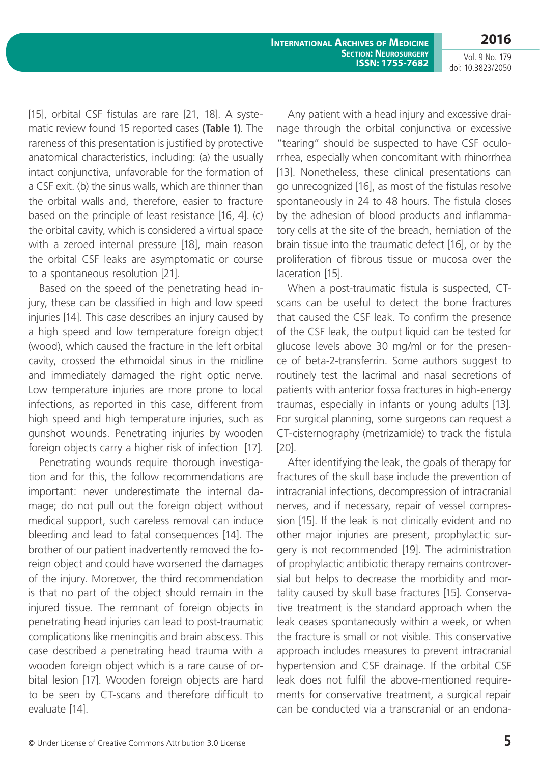[15], orbital CSF fistulas are rare [21, 18]. A systematic review found 15 reported cases **(Table 1)**. The rareness of this presentation is justified by protective anatomical characteristics, including: (a) the usually intact conjunctiva, unfavorable for the formation of a CSF exit. (b) the sinus walls, which are thinner than the orbital walls and, therefore, easier to fracture based on the principle of least resistance [16, 4]. (c) the orbital cavity, which is considered a virtual space with a zeroed internal pressure [18], main reason the orbital CSF leaks are asymptomatic or course to a spontaneous resolution [21].

Based on the speed of the penetrating head injury, these can be classified in high and low speed injuries [14]. This case describes an injury caused by a high speed and low temperature foreign object (wood), which caused the fracture in the left orbital cavity, crossed the ethmoidal sinus in the midline and immediately damaged the right optic nerve. Low temperature injuries are more prone to local infections, as reported in this case, different from high speed and high temperature injuries, such as gunshot wounds. Penetrating injuries by wooden foreign objects carry a higher risk of infection [17].

Penetrating wounds require thorough investigation and for this, the follow recommendations are important: never underestimate the internal damage; do not pull out the foreign object without medical support, such careless removal can induce bleeding and lead to fatal consequences [14]. The brother of our patient inadvertently removed the foreign object and could have worsened the damages of the injury. Moreover, the third recommendation is that no part of the object should remain in the injured tissue. The remnant of foreign objects in penetrating head injuries can lead to post-traumatic complications like meningitis and brain abscess. This case described a penetrating head trauma with a wooden foreign object which is a rare cause of orbital lesion [17]. Wooden foreign objects are hard to be seen by CT-scans and therefore difficult to evaluate [14].

Any patient with a head injury and excessive drainage through the orbital conjunctiva or excessive "tearing" should be suspected to have CSF oculorrhea, especially when concomitant with rhinorrhea [13]. Nonetheless, these clinical presentations can go unrecognized [16], as most of the fistulas resolve spontaneously in 24 to 48 hours. The fistula closes by the adhesion of blood products and inflammatory cells at the site of the breach, herniation of the brain tissue into the traumatic defect [16], or by the proliferation of fibrous tissue or mucosa over the laceration [15].

When a post-traumatic fistula is suspected, CT-scans can be useful to detect the bone fractures that caused the CSF leak. To confirm the presence of the CSF leak, the output liquid can be tested for glucose levels above 30 mg/ml or for the presence of beta-2-transferrin. Some authors suggest to routinely test the lacrimal and nasal secretions of patients with anterior fossa fractures in high-energy traumas, especially in infants or young adults [13]. For surgical planning, some surgeons can request a CT-cisternography (metrizamide) to track the fistula [20].

After identifying the leak, the goals of therapy for fractures of the skull base include the prevention of intracranial infections, decompression of intracranial nerves, and if necessary, repair of vessel compression [15]. If the leak is not clinically evident and no other major injuries are present, prophylactic surgery is not recommended [19]. The administration of prophylactic antibiotic therapy remains controversial but helps to decrease the morbidity and mortality caused by skull base fractures [15]. Conservative treatment is the standard approach when the leak ceases spontaneously within a week, or when the fracture is small or not visible. This conservative approach includes measures to prevent intracranial hypertension and CSF drainage. If the orbital CSF leak does not fulfil the above-mentioned requirements for conservative treatment, a surgical repair can be conducted via a transcranial or an endona-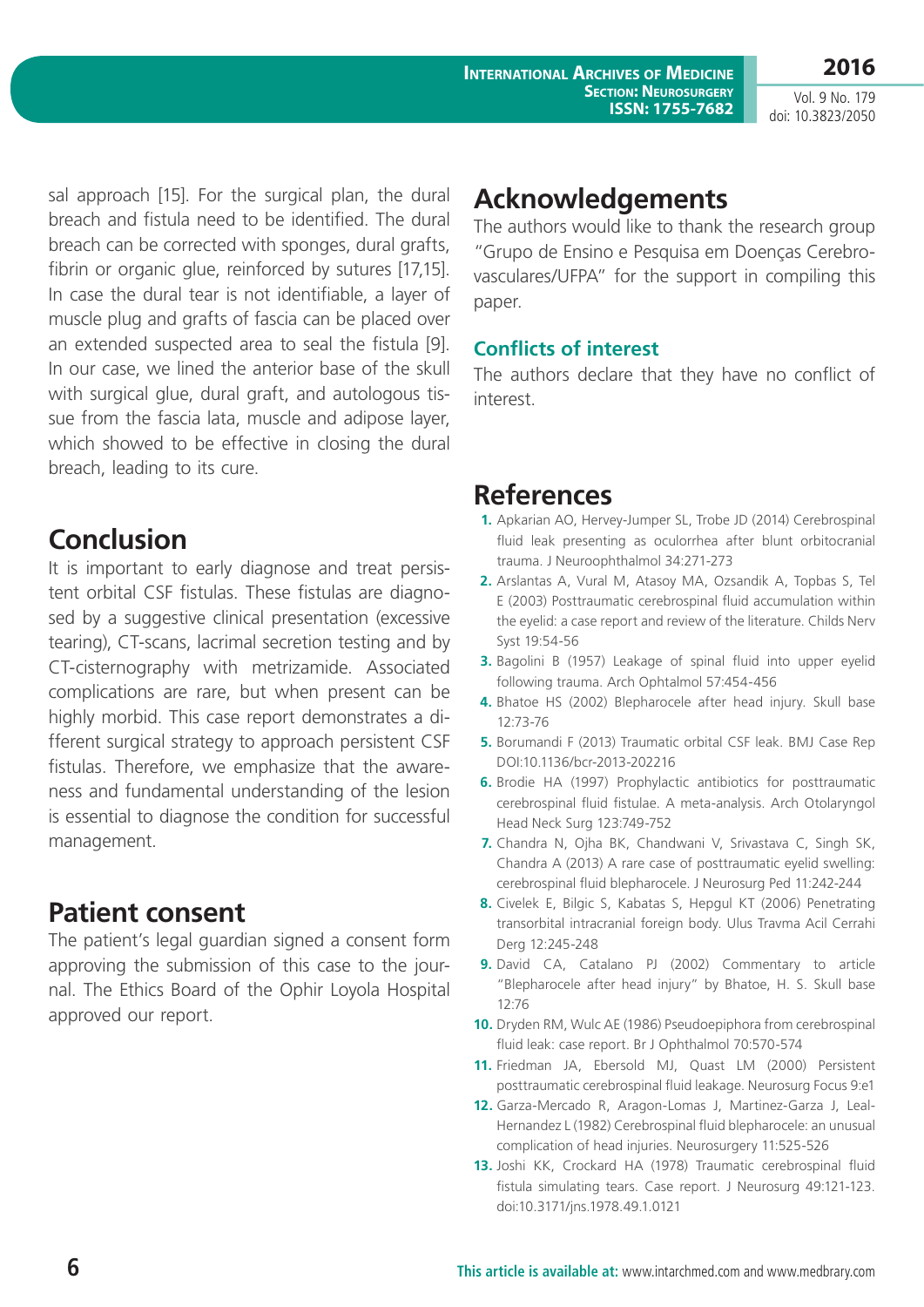sal approach [15]. For the surgical plan, the dural breach and fistula need to be identified. The dural breach can be corrected with sponges, dural grafts, fibrin or organic glue, reinforced by sutures [17,15]. In case the dural tear is not identifiable, a layer of muscle plug and grafts of fascia can be placed over an extended suspected area to seal the fistula [9]. In our case, we lined the anterior base of the skull with surgical glue, dural graft, and autologous tissue from the fascia lata, muscle and adipose layer, which showed to be effective in closing the dural breach, leading to its cure.

## Conclusion

It is important to early diagnose and treat persistent orbital CSF fistulas. These fistulas are diagnosed by a suggestive clinical presentation (excessive tearing), CT-scans, lacrimal secretion testing and by CT-cisternography with metrizamide. Associated complications are rare, but when present can be highly morbid. This case report demonstrates a different surgical strategy to approach persistent CSF fistulas. Therefore, we emphasize that the awareness and fundamental understanding of the lesion is essential to diagnose the condition for successful management.

## Patient consent

The patient's legal guardian signed a consent form approving the submission of this case to the journal. The Ethics Board of the Ophir Loyola Hospital approved our report.

## Acknowledgements

The authors would like to thank the research group "Grupo de Ensino e Pesquisa em Doenças Cerebrovasculares/UFPA" for the support in compiling this paper.

### Conflicts of interest

The authors declare that they have no conflict of interest.

## References

1. Apkarian AO, Hervey-Jumper SL, Trobe JD (2014) Cerebrospinal fluid leak presenting as oculorrhea after blunt orbitocranial trauma. J Neuroophthalmol 34:271-273
2. Arslantas A, Vural M, Atasoy MA, Ozsandik A, Topbas S, Tel E (2003) Posttraumatic cerebrospinal fluid accumulation within the eyelid: a case report and review of the literature. Childs Nerv Syst 19:54-56
3. Bagolini B (1957) Leakage of spinal fluid into upper eyelid following trauma. Arch Ophtalmol 57:454-456
4. Bhatoe HS (2002) Blepharocele after head injury. Skull base 12:73-76
5. Borumandi F (2013) Traumatic orbital CSF leak. BMJ Case Rep DOI:10.1136/bcr-2013-202216
6. Brodie HA (1997) Prophylactic antibiotics for posttraumatic cerebrospinal fluid fistulae. A meta-analysis. Arch Otolaryngol Head Neck Surg 123:749-752
7. Chandra N, Ojha BK, Chandwani V, Srivastava C, Singh SK, Chandra A (2013) A rare case of posttraumatic eyelid swelling: cerebrospinal fluid blepharocele. J Neurosurg Ped 11:242-244
8. Civelek E, Bilgic S, Kabatas S, Hepgul KT (2006) Penetrating transorbital intracranial foreign body. Ulus Travma Acil Cerrahi Derg 12:245-248
9. David CA, Catalano PJ (2002) Commentary to article "Blepharocele after head injury" by Bhatoe, H. S. Skull base 12:76
10. Dryden RM, Wulc AE (1986) Pseudoepiphora from cerebrospinal fluid leak: case report. Br J Ophthalmol 70:570-574
11. Friedman JA, Ebersold MJ, Quast LM (2000) Persistent posttraumatic cerebrospinal fluid leakage. Neurosurg Focus 9:e1
12. Garza-Mercado R, Aragon-Lomas J, Martinez-Garza J, Leal-Hernandez L (1982) Cerebrospinal fluid blepharocele: an unusual complication of head injuries. Neurosurgery 11:525-526
13. Joshi KK, Crockard HA (1978) Traumatic cerebrospinal fluid fistula simulating tears. Case report. J Neurosurg 49:121-123. doi:10.3171/jns.1978.49.1.0121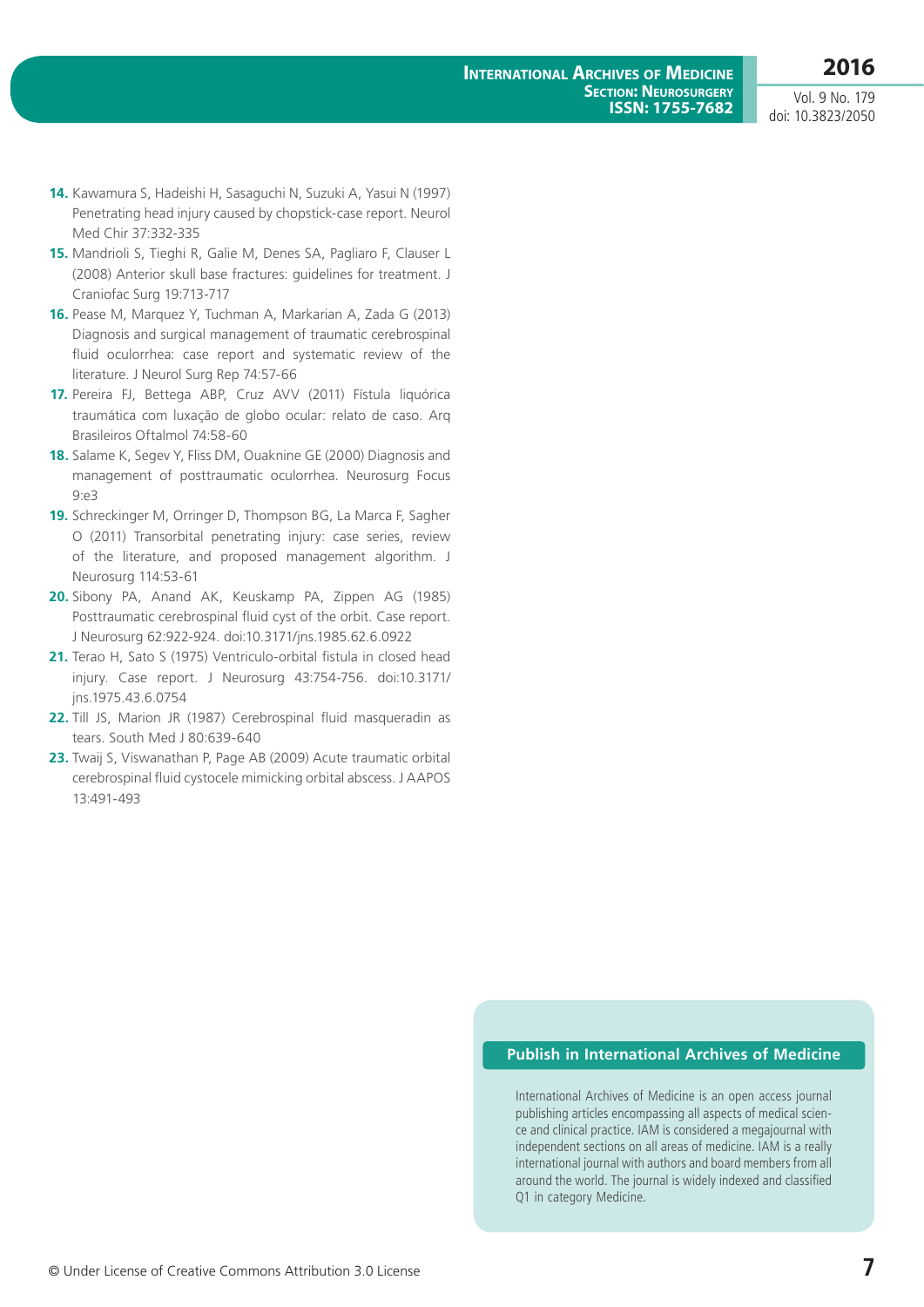14. Kawamura S, Hadeishi H, Sasaguchi N, Suzuki A, Yasui N (1997) Penetrating head injury caused by chopstick-case report. Neurol Med Chir 37:332-335
15. Mandrioli S, Tieghi R, Galie M, Denes SA, Pagliaro F, Clauser L (2008) Anterior skull base fractures: guidelines for treatment. J Craniofac Surg 19:713-717
16. Pease M, Marquez Y, Tuchman A, Markarian A, Zada G (2013) Diagnosis and surgical management of traumatic cerebrospinal fluid oculorrhea: case report and systematic review of the literature. J Neurol Surg Rep 74:57-66
17. Pereira FJ, Bettega ABP, Cruz AVV (2011) Fístula liquórica traumática com luxação de globo ocular: relato de caso. Arq Brasileiros Oftalmol 74:58-60
18. Salame K, Segev Y, Fliss DM, Ouaknine GE (2000) Diagnosis and management of posttraumatic oculorrhea. Neurosurg Focus 9:e3
19. Schreckinger M, Orringer D, Thompson BG, La Marca F, Sagher O (2011) Transorbital penetrating injury: case series, review of the literature, and proposed management algorithm. J Neurosurg 114:53-61
20. Sibony PA, Anand AK, Keuskamp PA, Zippen AG (1985) Posttraumatic cerebrospinal fluid cyst of the orbit. Case report. J Neurosurg 62:922-924. doi:10.3171/jns.1985.62.6.0922
21. Terao H, Sato S (1975) Ventriculo-orbital fistula in closed head injury. Case report. J Neurosurg 43:754-756. doi:10.3171/jns.1975.43.6.0754
22. Till JS, Marion JR (1987) Cerebrospinal fluid masqueradin as tears. South Med J 80:639-640
23. Twaij S, Viswanathan P, Page AB (2009) Acute traumatic orbital cerebrospinal fluid cystocele mimicking orbital abscess. J AAPOS 13:491-493

**Publish in International Archives of Medicine**

International Archives of Medicine is an open access journal publishing articles encompassing all aspects of medical science and clinical practice. IAM is considered a megajournal with independent sections on all areas of medicine. IAM is a really international journal with authors and board members from all around the world. The journal is widely indexed and classified Q1 in category Medicine.

© Under License of Creative Commons Attribution 3.0 License